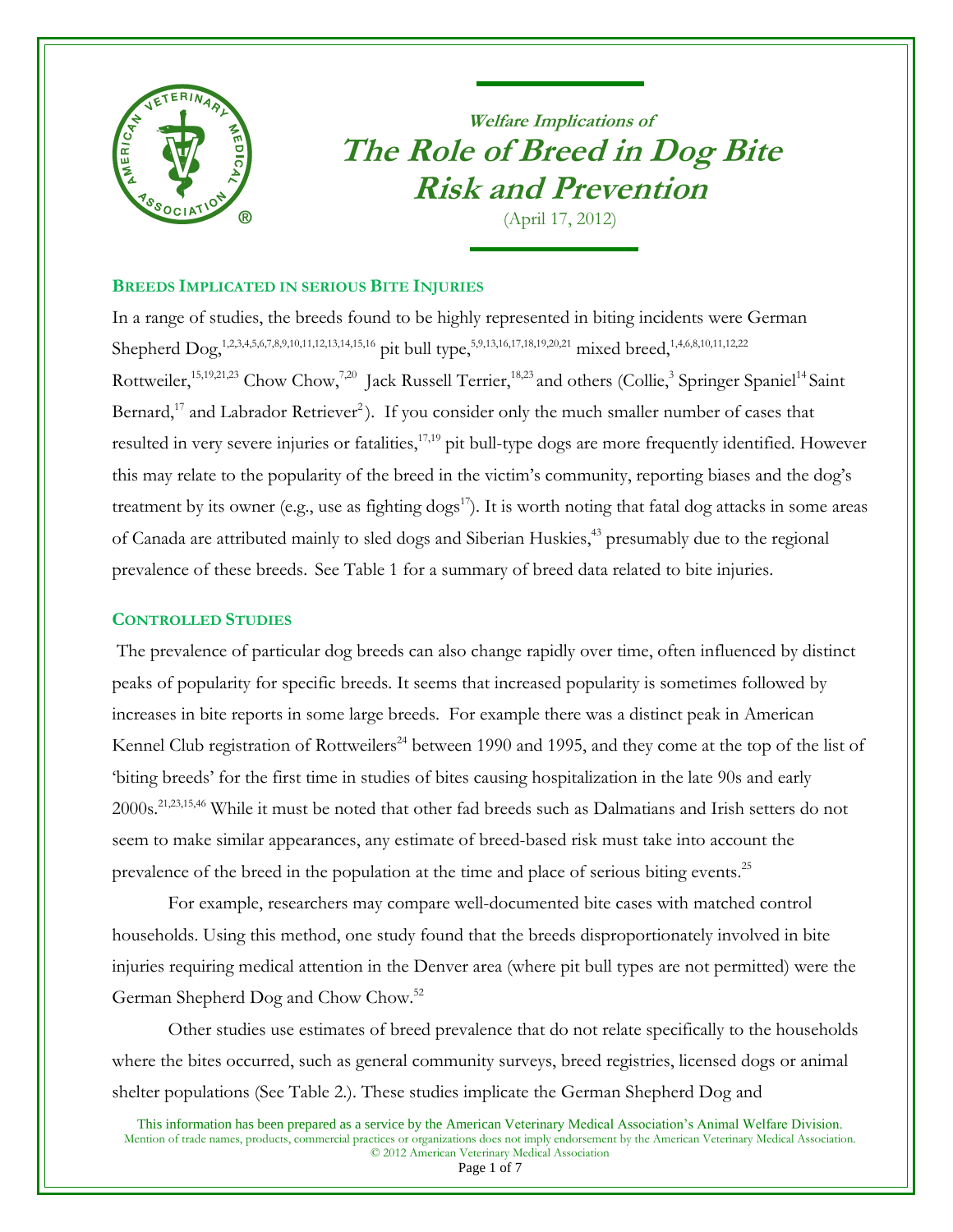### Welfare Implications of

# The Role of Breed in Dog Bite Risk and Prevention

(April 17, 2012)

## BREEDS IMPLICATED IN SERIOUS BITE INJURIES

In a range of studies, the breeds found to be highly represented in biting incidents were German Shepherd Dog,[1,2,3,4,5,6,7,8,9,10,11,12,13,14,15,16] pit bull type,[5,9,13,16,17,18,19,20,21] mixed breed,[1,4,6,8,10,11,12,22] Rottweiler,[15,19,21,23] Chow Chow,[7,20] Jack Russell Terrier,[18,23] and others (Collie,[3] Springer Spaniel[14] Saint Bernard,[17] and Labrador Retriever[2]). If you consider only the much smaller number of cases that resulted in very severe injuries or fatalities,[17,19] pit bull-type dogs are more frequently identified. However this may relate to the popularity of the breed in the victim's community, reporting biases and the dog's treatment by its owner (e.g., use as fighting dogs[17]). It is worth noting that fatal dog attacks in some areas of Canada are attributed mainly to sled dogs and Siberian Huskies,[43] presumably due to the regional prevalence of these breeds. See Table 1 for a summary of breed data related to bite injuries.

## CONTROLLED STUDIES

The prevalence of particular dog breeds can also change rapidly over time, often influenced by distinct peaks of popularity for specific breeds. It seems that increased popularity is sometimes followed by increases in bite reports in some large breeds. For example there was a distinct peak in American Kennel Club registration of Rottweilers[24] between 1990 and 1995, and they come at the top of the list of 'biting breeds' for the first time in studies of bites causing hospitalization in the late 90s and early 2000s.[21,23,15,46] While it must be noted that other fad breeds such as Dalmatians and Irish setters do not seem to make similar appearances, any estimate of breed-based risk must take into account the prevalence of the breed in the population at the time and place of serious biting events.[25]

For example, researchers may compare well-documented bite cases with matched control households. Using this method, one study found that the breeds disproportionately involved in bite injuries requiring medical attention in the Denver area (where pit bull types are not permitted) were the German Shepherd Dog and Chow Chow.[52]

Other studies use estimates of breed prevalence that do not relate specifically to the households where the bites occurred, such as general community surveys, breed registries, licensed dogs or animal shelter populations (See Table 2.). These studies implicate the German Shepherd Dog and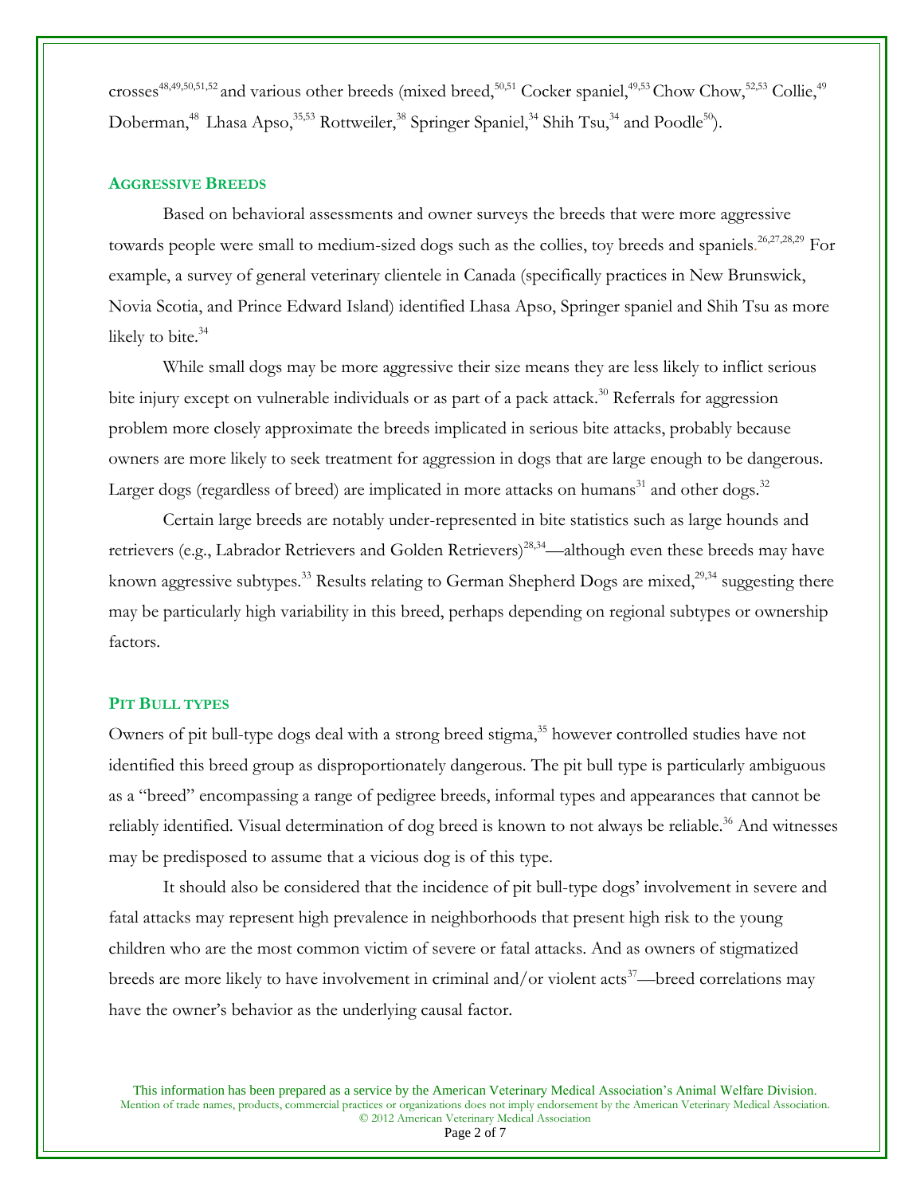crosses[48,49,50,51,52] and various other breeds (mixed breed,[50,51] Cocker spaniel,[49,53] Chow Chow,[52,53] Collie,[49] Doberman,[48] Lhasa Apso,[35,53] Rottweiler,[38] Springer Spaniel,[34] Shih Tsu,[34] and Poodle[50]).

## AGGRESSIVE BREEDS

Based on behavioral assessments and owner surveys the breeds that were more aggressive towards people were small to medium-sized dogs such as the collies, toy breeds and spaniels.[26,27,28,29] For example, a survey of general veterinary clientele in Canada (specifically practices in New Brunswick, Novia Scotia, and Prince Edward Island) identified Lhasa Apso, Springer spaniel and Shih Tsu as more likely to bite.[34]

While small dogs may be more aggressive their size means they are less likely to inflict serious bite injury except on vulnerable individuals or as part of a pack attack.[30] Referrals for aggression problem more closely approximate the breeds implicated in serious bite attacks, probably because owners are more likely to seek treatment for aggression in dogs that are large enough to be dangerous. Larger dogs (regardless of breed) are implicated in more attacks on humans[31] and other dogs.[32]

Certain large breeds are notably under-represented in bite statistics such as large hounds and retrievers (e.g., Labrador Retrievers and Golden Retrievers)[28,34]—although even these breeds may have known aggressive subtypes.[33] Results relating to German Shepherd Dogs are mixed,[29,34] suggesting there may be particularly high variability in this breed, perhaps depending on regional subtypes or ownership factors.

## PIT BULL TYPES

Owners of pit bull-type dogs deal with a strong breed stigma,[35] however controlled studies have not identified this breed group as disproportionately dangerous. The pit bull type is particularly ambiguous as a "breed" encompassing a range of pedigree breeds, informal types and appearances that cannot be reliably identified. Visual determination of dog breed is known to not always be reliable.[36] And witnesses may be predisposed to assume that a vicious dog is of this type.

It should also be considered that the incidence of pit bull-type dogs' involvement in severe and fatal attacks may represent high prevalence in neighborhoods that present high risk to the young children who are the most common victim of severe or fatal attacks. And as owners of stigmatized breeds are more likely to have involvement in criminal and/or violent acts[37]—breed correlations may have the owner's behavior as the underlying causal factor.

This information has been prepared as a service by the American Veterinary Medical Association's Animal Welfare Division.
Mention of trade names, products, commercial practices or organizations does not imply endorsement by the American Veterinary Medical Association.
© 2012 American Veterinary Medical Association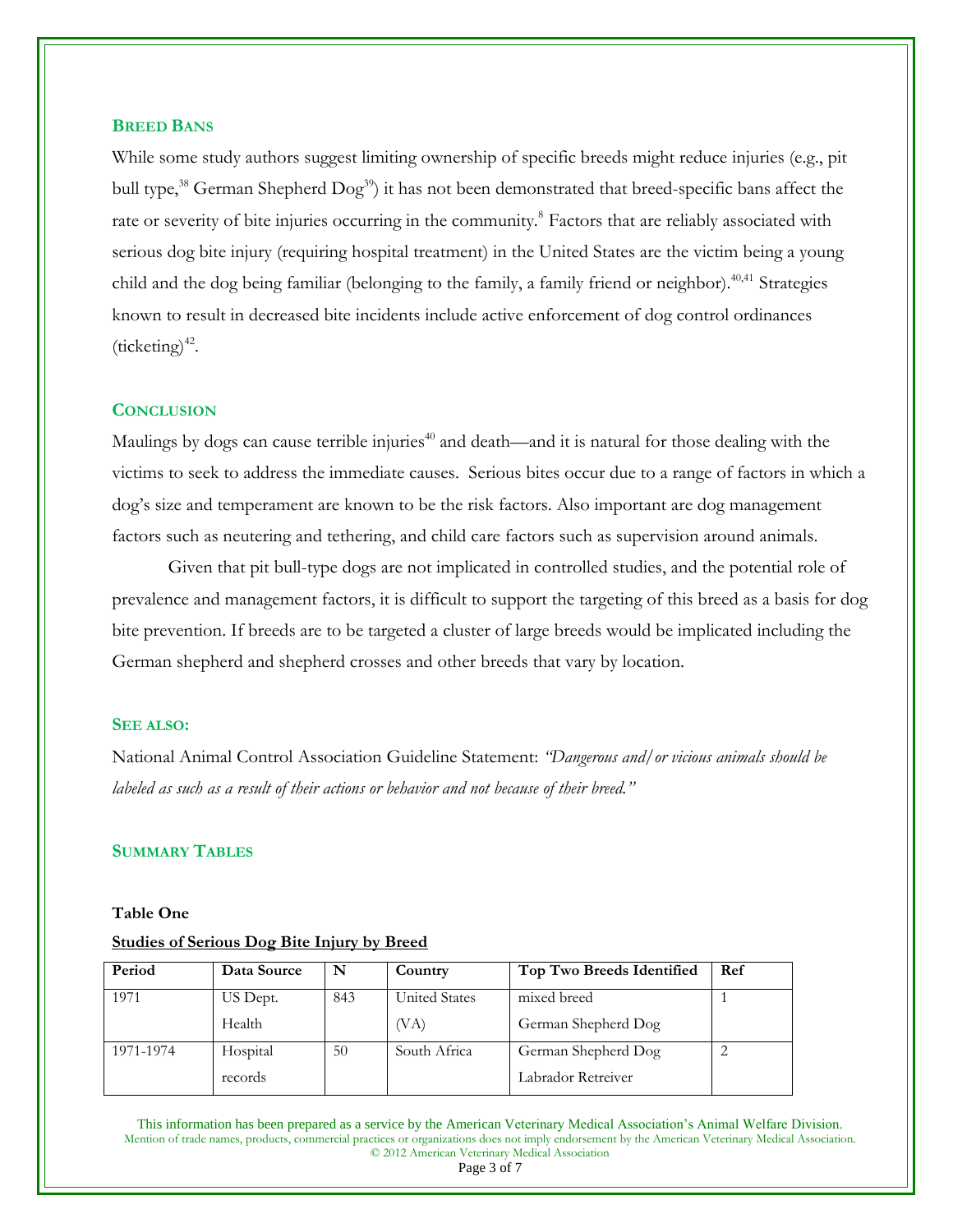## BREED BANS

While some study authors suggest limiting ownership of specific breeds might reduce injuries (e.g., pit bull type,[38] German Shepherd Dog[39]) it has not been demonstrated that breed-specific bans affect the rate or severity of bite injuries occurring in the community.[8] Factors that are reliably associated with serious dog bite injury (requiring hospital treatment) in the United States are the victim being a young child and the dog being familiar (belonging to the family, a family friend or neighbor).[40,41] Strategies known to result in decreased bite incidents include active enforcement of dog control ordinances (ticketing)[42].

## CONCLUSION

Maulings by dogs can cause terrible injuries[40] and death—and it is natural for those dealing with the victims to seek to address the immediate causes. Serious bites occur due to a range of factors in which a dog's size and temperament are known to be the risk factors. Also important are dog management factors such as neutering and tethering, and child care factors such as supervision around animals.

Given that pit bull-type dogs are not implicated in controlled studies, and the potential role of prevalence and management factors, it is difficult to support the targeting of this breed as a basis for dog bite prevention. If breeds are to be targeted a cluster of large breeds would be implicated including the German shepherd and shepherd crosses and other breeds that vary by location.

## SEE ALSO:

National Animal Control Association Guideline Statement: *"Dangerous and/or vicious animals should be labeled as such as a result of their actions or behavior and not because of their breed."*

## SUMMARY TABLES

**Table One**

**Studies of Serious Dog Bite Injury by Breed**

| Period | Data Source | N | Country | Top Two Breeds Identified | Ref |
|---|---|---|---|---|---|
| 1971 | US Dept. Health | 843 | United States (VA) | mixed breed<br>German Shepherd Dog | 1 |
| 1971-1974 | Hospital records | 50 | South Africa | German Shepherd Dog<br>Labrador Retreiver | 2 |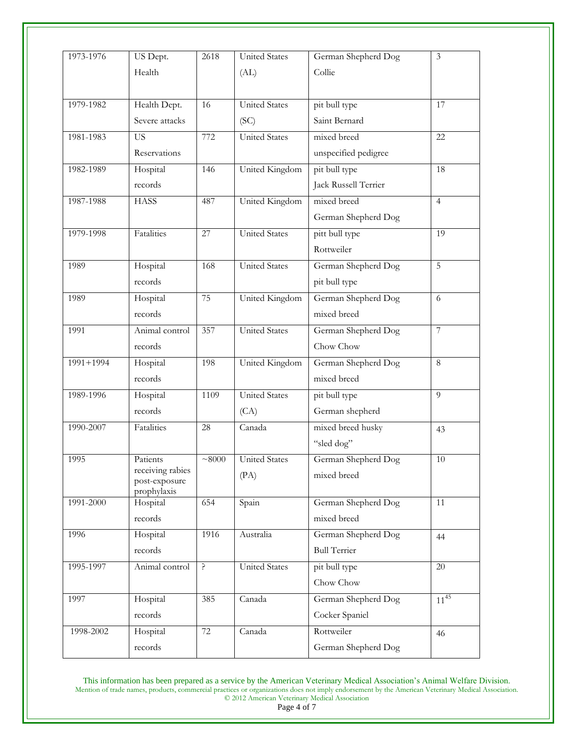| 1973-1976 | US Dept. Health | 2618 | United States (AL) | German Shepherd Dog Collie | 3 |
|---|---|---|---|---|---|
| 1979-1982 | Health Dept. Severe attacks | 16 | United States (SC) | pit bull type Saint Bernard | 17 |
| 1981-1983 | US Reservations | 772 | United States | mixed breed unspecified pedigree | 22 |
| 1982-1989 | Hospital records | 146 | United Kingdom | pit bull type Jack Russell Terrier | 18 |
| 1987-1988 | HASS | 487 | United Kingdom | mixed breed German Shepherd Dog | 4 |
| 1979-1998 | Fatalities | 27 | United States | pitt bull type Rottweiler | 19 |
| 1989 | Hospital records | 168 | United States | German Shepherd Dog pit bull type | 5 |
| 1989 | Hospital records | 75 | United Kingdom | German Shepherd Dog mixed breed | 6 |
| 1991 | Animal control records | 357 | United States | German Shepherd Dog Chow Chow | 7 |
| 1991+1994 | Hospital records | 198 | United Kingdom | German Shepherd Dog mixed breed | 8 |
| 1989-1996 | Hospital records | 1109 | United States (CA) | pit bull type German shepherd | 9 |
| 1990-2007 | Fatalities | 28 | Canada | mixed breed husky "sled dog" | 43 |
| 1995 | Patients receiving rabies post-exposure prophylaxis | ~8000 | United States (PA) | German Shepherd Dog mixed breed | 10 |
| 1991-2000 | Hospital records | 654 | Spain | German Shepherd Dog mixed breed | 11 |
| 1996 | Hospital records | 1916 | Australia | German Shepherd Dog Bull Terrier | 44 |
| 1995-1997 | Animal control | ? | United States | pit bull type Chow Chow | 20 |
| 1997 | Hospital records | 385 | Canada | German Shepherd Dog Cocker Spaniel | 11[45] |
| 1998-2002 | Hospital records | 72 | Canada | Rottweiler German Shepherd Dog | 46 |

This information has been prepared as a service by the American Veterinary Medical Association's Animal Welfare Division.
Mention of trade names, products, commercial practices or organizations does not imply endorsement by the American Veterinary Medical Association.
© 2012 American Veterinary Medical Association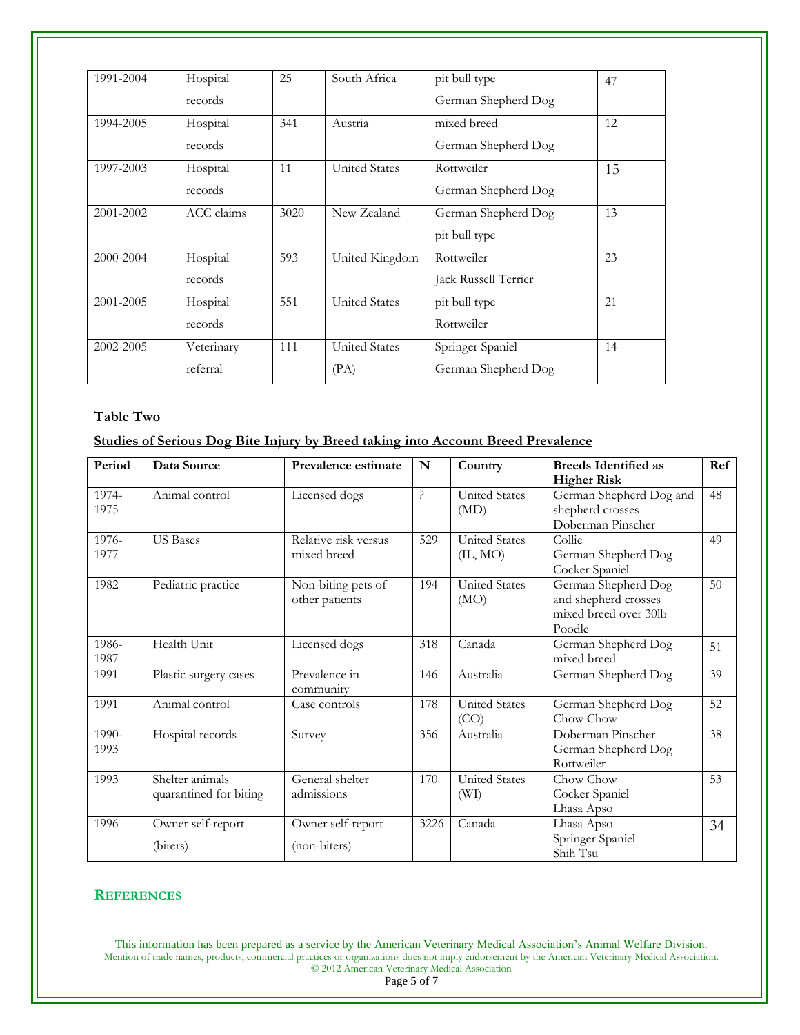| | | | | | |
|---|---|---|---|---|---|
| 1991-2004 | Hospital records | 25 | South Africa | pit bull type<br>German Shepherd Dog | 47 |
| 1994-2005 | Hospital records | 341 | Austria | mixed breed<br>German Shepherd Dog | 12 |
| 1997-2003 | Hospital records | 11 | United States | Rottweiler<br>German Shepherd Dog | 15 |
| 2001-2002 | ACC claims | 3020 | New Zealand | German Shepherd Dog<br>pit bull type | 13 |
| 2000-2004 | Hospital records | 593 | United Kingdom | Rottweiler<br>Jack Russell Terrier | 23 |
| 2001-2005 | Hospital records | 551 | United States | pit bull type<br>Rottweiler | 21 |
| 2002-2005 | Veterinary referral | 111 | United States (PA) | Springer Spaniel<br>German Shepherd Dog | 14 |

**Table Two**

**Studies of Serious Dog Bite Injury by Breed taking into Account Breed Prevalence**

| Period | Data Source | Prevalence estimate | N | Country | Breeds Identified as Higher Risk | Ref |
|---|---|---|---|---|---|---|
| 1974-1975 | Animal control | Licensed dogs | ? | United States (MD) | German Shepherd Dog and shepherd crosses<br>Doberman Pinscher | 48 |
| 1976-1977 | US Bases | Relative risk versus mixed breed | 529 | United States (IL, MO) | Collie<br>German Shepherd Dog<br>Cocker Spaniel | 49 |
| 1982 | Pediatric practice | Non-biting pets of other patients | 194 | United States (MO) | German Shepherd Dog and shepherd crosses<br>mixed breed over 30lb<br>Poodle | 50 |
| 1986-1987 | Health Unit | Licensed dogs | 318 | Canada | German Shepherd Dog<br>mixed breed | 51 |
| 1991 | Plastic surgery cases | Prevalence in community | 146 | Australia | German Shepherd Dog | 39 |
| 1991 | Animal control | Case controls | 178 | United States (CO) | German Shepherd Dog<br>Chow Chow | 52 |
| 1990-1993 | Hospital records | Survey | 356 | Australia | Doberman Pinscher<br>German Shepherd Dog<br>Rottweiler | 38 |
| 1993 | Shelter animals quarantined for biting | General shelter admissions | 170 | United States (WI) | Chow Chow<br>Cocker Spaniel<br>Lhasa Apso | 53 |
| 1996 | Owner self-report (biters) | Owner self-report (non-biters) | 3226 | Canada | Lhasa Apso<br>Springer Spaniel<br>Shih Tsu | 34 |

## REFERENCES

This information has been prepared as a service by the American Veterinary Medical Association's Animal Welfare Division.
Mention of trade names, products, commercial practices or organizations does not imply endorsement by the American Veterinary Medical Association.
© 2012 American Veterinary Medical Association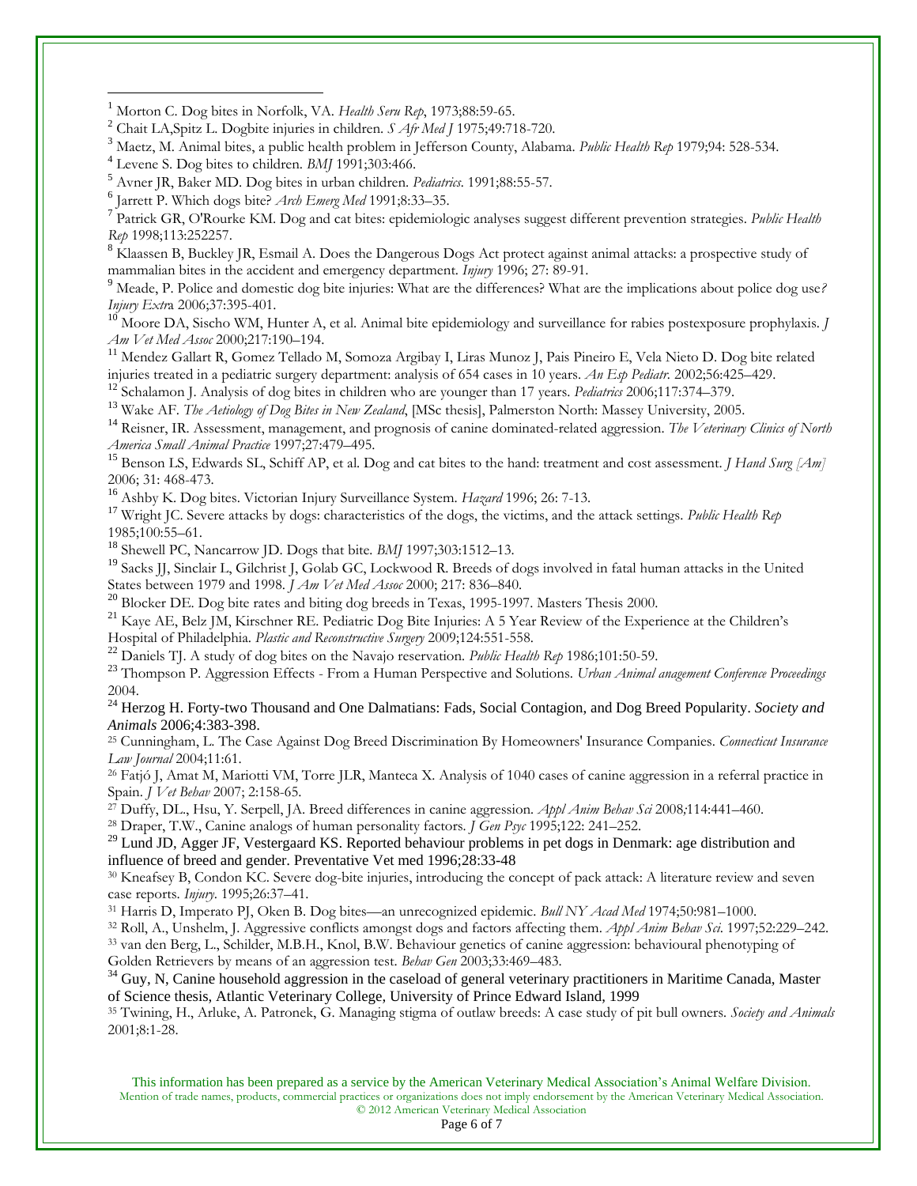[1] Morton C. Dog bites in Norfolk, VA. *Health Serv Rep*, 1973;88:59-65.

[2] Chait LA,Spitz L. Dogbite injuries in children. *S Afr Med J* 1975;49:718-720.

[3] Maetz, M. Animal bites, a public health problem in Jefferson County, Alabama. *Public Health Rep* 1979;94: 528-534.

[4] Levene S. Dog bites to children. *BMJ* 1991;303:466.

[5] Avner JR, Baker MD. Dog bites in urban children. *Pediatrics*. 1991;88:55-57.

[6] Jarrett P. Which dogs bite? *Arch Emerg Med* 1991;8:33–35.

[7] Patrick GR, O'Rourke KM. Dog and cat bites: epidemiologic analyses suggest different prevention strategies. *Public Health Rep* 1998;113:252257.

[8] Klaassen B, Buckley JR, Esmail A. Does the Dangerous Dogs Act protect against animal attacks: a prospective study of mammalian bites in the accident and emergency department. *Injury* 1996; 27: 89-91.

[9] Meade, P. Police and domestic dog bite injuries: What are the differences? What are the implications about police dog use? *Injury Extra* 2006;37:395-401.

[10] Moore DA, Sischo WM, Hunter A, et al. Animal bite epidemiology and surveillance for rabies postexposure prophylaxis. *J Am Vet Med Assoc* 2000;217:190–194.

[11] Mendez Gallart R, Gomez Tellado M, Somoza Argibay I, Liras Munoz J, Pais Pineiro E, Vela Nieto D. Dog bite related injuries treated in a pediatric surgery department: analysis of 654 cases in 10 years. *An Esp Pediatr.* 2002;56:425–429.

[12] Schalamon J. Analysis of dog bites in children who are younger than 17 years. *Pediatrics* 2006;117:374–379.

[13] Wake AF. *The Aetiology of Dog Bites in New Zealand*, [MSc thesis], Palmerston North: Massey University, 2005.

[14] Reisner, IR. Assessment, management, and prognosis of canine dominated-related aggression. *The Veterinary Clinics of North America Small Animal Practice* 1997;27:479–495.

[15] Benson LS, Edwards SL, Schiff AP, et al. Dog and cat bites to the hand: treatment and cost assessment. *J Hand Surg [Am]* 2006; 31: 468-473.

[16] Ashby K. Dog bites. Victorian Injury Surveillance System. *Hazard* 1996; 26: 7-13.

[17] Wright JC. Severe attacks by dogs: characteristics of the dogs, the victims, and the attack settings. *Public Health Rep* 1985;100:55–61.

[18] Shewell PC, Nancarrow JD. Dogs that bite. *BMJ* 1997;303:1512–13.

[19] Sacks JJ, Sinclair L, Gilchrist J, Golab GC, Lockwood R. Breeds of dogs involved in fatal human attacks in the United States between 1979 and 1998. *J Am Vet Med Assoc* 2000; 217: 836–840.

[20] Blocker DE. Dog bite rates and biting dog breeds in Texas, 1995-1997. Masters Thesis 2000.

[21] Kaye AE, Belz JM, Kirschner RE. Pediatric Dog Bite Injuries: A 5 Year Review of the Experience at the Children's Hospital of Philadelphia. *Plastic and Reconstructive Surgery* 2009;124:551-558.

[22] Daniels TJ. A study of dog bites on the Navajo reservation. *Public Health Rep* 1986;101:50-59.

[23] Thompson P. Aggression Effects - From a Human Perspective and Solutions. *Urban Animal anagement Conference Proceedings* 2004.

[24] Herzog H. Forty-two Thousand and One Dalmatians: Fads, Social Contagion, and Dog Breed Popularity. *Society and Animals* 2006;4:383-398.

[25] Cunningham, L. The Case Against Dog Breed Discrimination By Homeowners' Insurance Companies. *Connecticut Insurance Law Journal* 2004;11:61.

[26] Fatjó J, Amat M, Mariotti VM, Torre JLR, Manteca X. Analysis of 1040 cases of canine aggression in a referral practice in Spain. *J Vet Behav* 2007; 2:158-65.

[27] Duffy, DL., Hsu, Y. Serpell, JA. Breed differences in canine aggression. *Appl Anim Behav Sci* 2008;114:441–460.

[28] Draper, T.W., Canine analogs of human personality factors. *J Gen Psyc* 1995;122: 241–252.

[29] Lund JD, Agger JF, Vestergaard KS. Reported behaviour problems in pet dogs in Denmark: age distribution and influence of breed and gender. Preventative Vet med 1996;28:33-48

[30] Kneafsey B, Condon KC. Severe dog-bite injuries, introducing the concept of pack attack: A literature review and seven case reports. *Injury*. 1995;26:37–41.

[31] Harris D, Imperato PJ, Oken B. Dog bites—an unrecognized epidemic. *Bull NY Acad Med* 1974;50:981–1000.

[32] Roll, A., Unshelm, J. Aggressive conflicts amongst dogs and factors affecting them. *Appl Anim Behav Sci*. 1997;52:229–242.

[33] van den Berg, L., Schilder, M.B.H., Knol, B.W. Behaviour genetics of canine aggression: behavioural phenotyping of Golden Retrievers by means of an aggression test. *Behav Gen* 2003;33:469–483.

[34] Guy, N, Canine household aggression in the caseload of general veterinary practitioners in Maritime Canada, Master of Science thesis, Atlantic Veterinary College, University of Prince Edward Island, 1999

[35] Twining, H., Arluke, A. Patronek, G. Managing stigma of outlaw breeds: A case study of pit bull owners. *Society and Animals* 2001;8:1-28.

This information has been prepared as a service by the American Veterinary Medical Association's Animal Welfare Division.
Mention of trade names, products, commercial practices or organizations does not imply endorsement by the American Veterinary Medical Association.
© 2012 American Veterinary Medical Association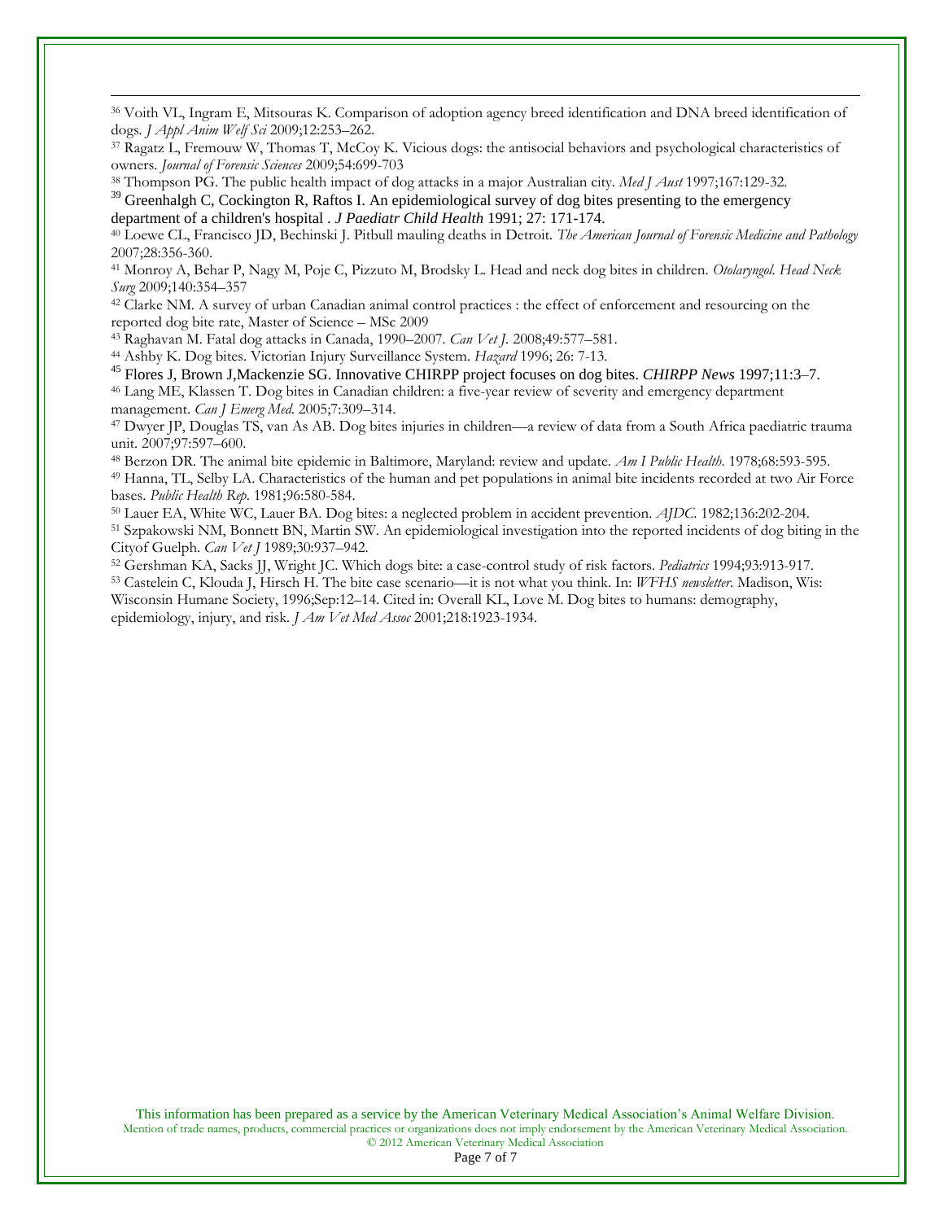[36] Voith VL, Ingram E, Mitsouras K. Comparison of adoption agency breed identification and DNA breed identification of dogs. *J Appl Anim Welf Sci* 2009;12:253–262.

[37] Ragatz L, Fremouw W, Thomas T, McCoy K. Vicious dogs: the antisocial behaviors and psychological characteristics of owners. *Journal of Forensic Sciences* 2009;54:699-703

[38] Thompson PG. The public health impact of dog attacks in a major Australian city. *Med J Aust* 1997;167:129-32.

[39] Greenhalgh C, Cockington R, Raftos I. An epidemiological survey of dog bites presenting to the emergency department of a children's hospital . *J Paediatr Child Health* 1991; 27: 171-174.

[40] Loewe CL, Francisco JD, Bechinski J. Pitbull mauling deaths in Detroit. *The American Journal of Forensic Medicine and Pathology* 2007;28:356-360.

[41] Monroy A, Behar P, Nagy M, Poje C, Pizzuto M, Brodsky L. Head and neck dog bites in children. *Otolaryngol. Head Neck Surg* 2009;140:354–357

[42] Clarke NM. A survey of urban Canadian animal control practices : the effect of enforcement and resourcing on the reported dog bite rate, Master of Science – MSc 2009

[43] Raghavan M. Fatal dog attacks in Canada, 1990–2007. *Can Vet J.* 2008;49:577–581.

[44] Ashby K. Dog bites. Victorian Injury Surveillance System. *Hazard* 1996; 26: 7-13.

[45] Flores J, Brown J,Mackenzie SG. Innovative CHIRPP project focuses on dog bites. *CHIRPP News* 1997;11:3–7.

[46] Lang ME, Klassen T. Dog bites in Canadian children: a five-year review of severity and emergency department management. *Can J Emerg Med.* 2005;7:309–314.

[47] Dwyer JP, Douglas TS, van As AB. Dog bites injuries in children—a review of data from a South Africa paediatric trauma unit. 2007;97:597–600.

[48] Berzon DR. The animal bite epidemic in Baltimore, Maryland: review and update. *Am I Public Health.* 1978;68:593-595.

[49] Hanna, TL, Selby LA. Characteristics of the human and pet populations in animal bite incidents recorded at two Air Force bases. *Public Health Rep.* 1981;96:580-584.

[50] Lauer EA, White WC, Lauer BA. Dog bites: a neglected problem in accident prevention. *AJDC.* 1982;136:202-204.

[51] Szpakowski NM, Bonnett BN, Martin SW. An epidemiological investigation into the reported incidents of dog biting in the Cityof Guelph. *Can Vet J* 1989;30:937–942.

[52] Gershman KA, Sacks JJ, Wright JC. Which dogs bite: a case-control study of risk factors. *Pediatrics* 1994;93:913-917.

[53] Castelein C, Klouda J, Hirsch H. The bite case scenario—it is not what you think. In: *WFHS newsletter.* Madison, Wis: Wisconsin Humane Society, 1996;Sep:12–14. Cited in: Overall KL, Love M. Dog bites to humans: demography, epidemiology, injury, and risk. *J Am Vet Med Assoc* 2001;218:1923-1934.

This information has been prepared as a service by the American Veterinary Medical Association's Animal Welfare Division.
Mention of trade names, products, commercial practices or organizations does not imply endorsement by the American Veterinary Medical Association.
© 2012 American Veterinary Medical Association